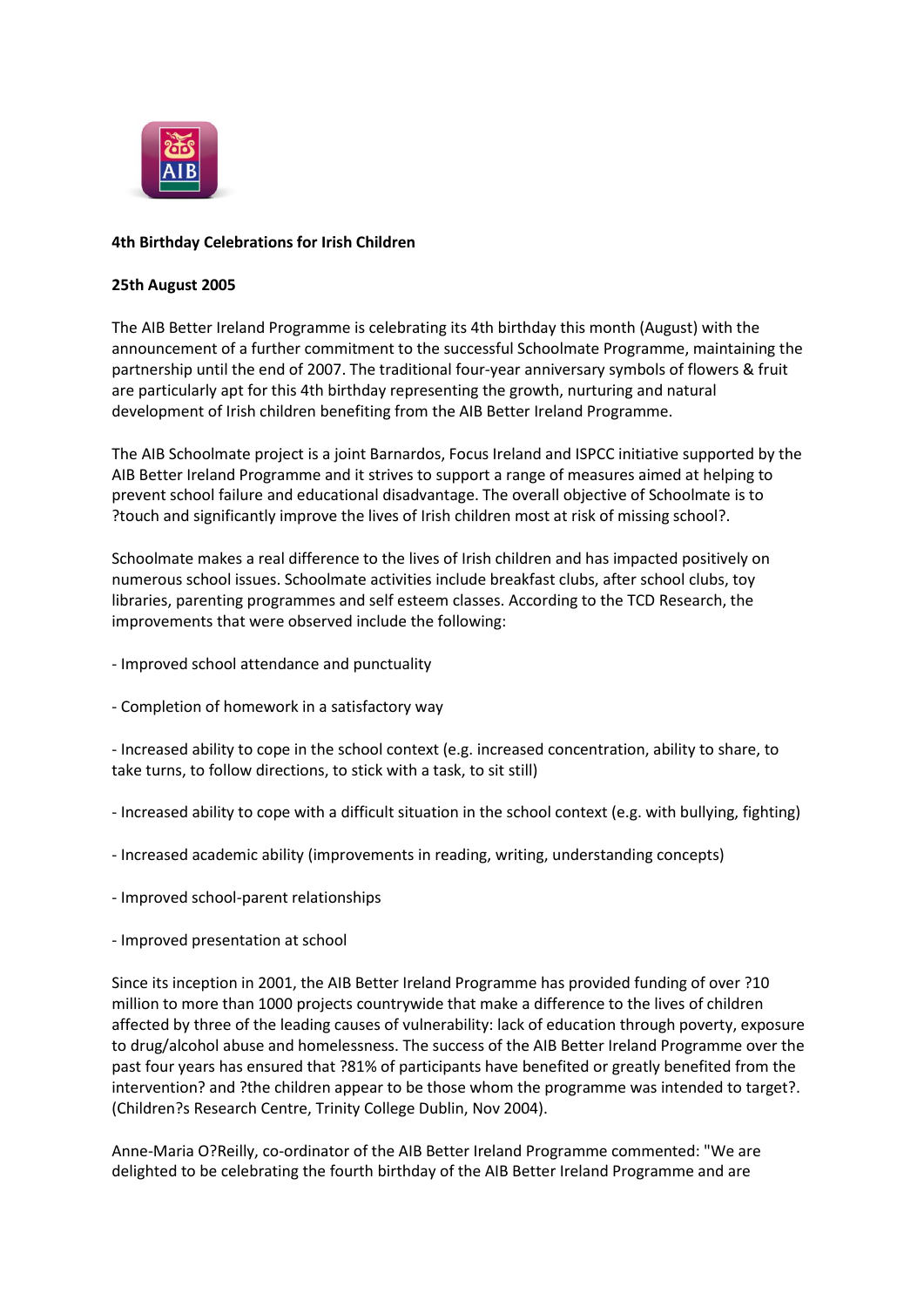**4th Birthday Celebrations for Irish Children**

**25th August 2005**

The AIB Better Ireland Programme is celebrating its 4th birthday this month (August) with the announcement of a further commitment to the successful Schoolmate Programme, maintaining the partnership until the end of 2007. The traditional four-year anniversary symbols of flowers & fruit are particularly apt for this 4th birthday representing the growth, nurturing and natural development of Irish children benefiting from the AIB Better Ireland Programme.

The AIB Schoolmate project is a joint Barnardos, Focus Ireland and ISPCC initiative supported by the AIB Better Ireland Programme and it strives to support a range of measures aimed at helping to prevent school failure and educational disadvantage. The overall objective of Schoolmate is to ?touch and significantly improve the lives of Irish children most at risk of missing school?.

Schoolmate makes a real difference to the lives of Irish children and has impacted positively on numerous school issues. Schoolmate activities include breakfast clubs, after school clubs, toy libraries, parenting programmes and self esteem classes. According to the TCD Research, the improvements that were observed include the following:

- Improved school attendance and punctuality

- Completion of homework in a satisfactory way

- Increased ability to cope in the school context (e.g. increased concentration, ability to share, to take turns, to follow directions, to stick with a task, to sit still)

- Increased ability to cope with a difficult situation in the school context (e.g. with bullying, fighting)

- Increased academic ability (improvements in reading, writing, understanding concepts)

- Improved school-parent relationships

- Improved presentation at school

Since its inception in 2001, the AIB Better Ireland Programme has provided funding of over ?10 million to more than 1000 projects countrywide that make a difference to the lives of children affected by three of the leading causes of vulnerability: lack of education through poverty, exposure to drug/alcohol abuse and homelessness. The success of the AIB Better Ireland Programme over the past four years has ensured that ?81% of participants have benefited or greatly benefited from the intervention? and ?the children appear to be those whom the programme was intended to target?. (Children?s Research Centre, Trinity College Dublin, Nov 2004).

Anne-Maria O?Reilly, co-ordinator of the AIB Better Ireland Programme commented: "We are delighted to be celebrating the fourth birthday of the AIB Better Ireland Programme and are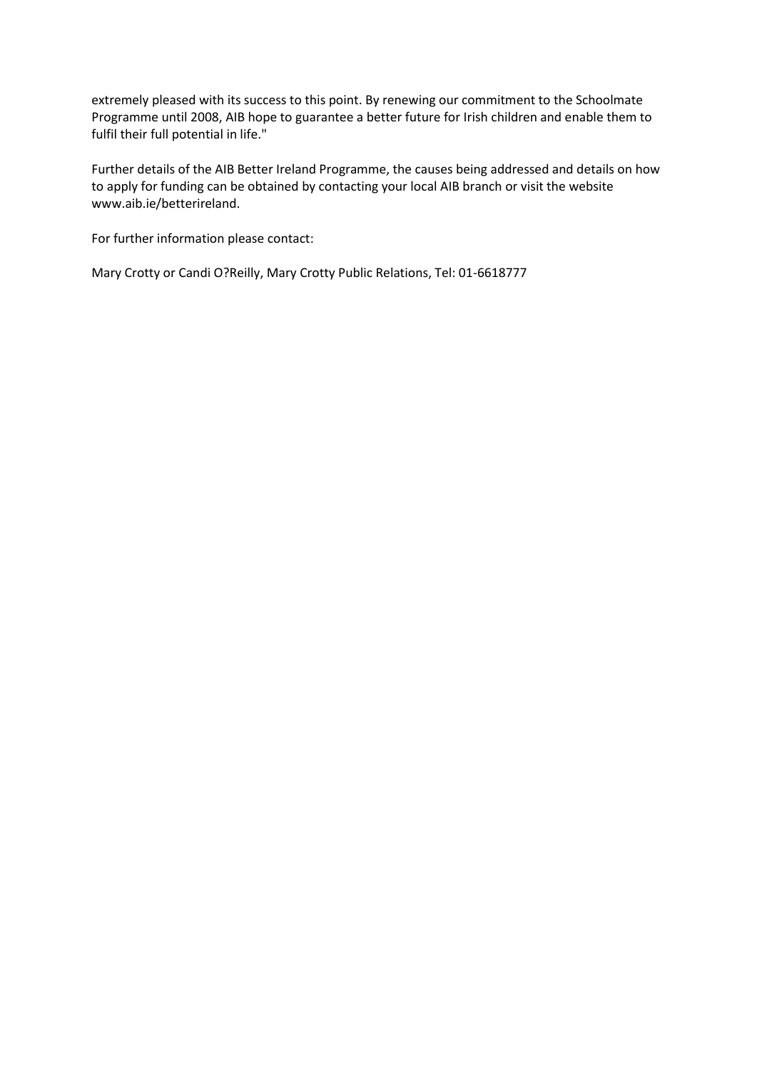extremely pleased with its success to this point. By renewing our commitment to the Schoolmate Programme until 2008, AIB hope to guarantee a better future for Irish children and enable them to fulfil their full potential in life."

Further details of the AIB Better Ireland Programme, the causes being addressed and details on how to apply for funding can be obtained by contacting your local AIB branch or visit the website www.aib.ie/betterireland.

For further information please contact:

Mary Crotty or Candi O?Reilly, Mary Crotty Public Relations, Tel: 01-6618777